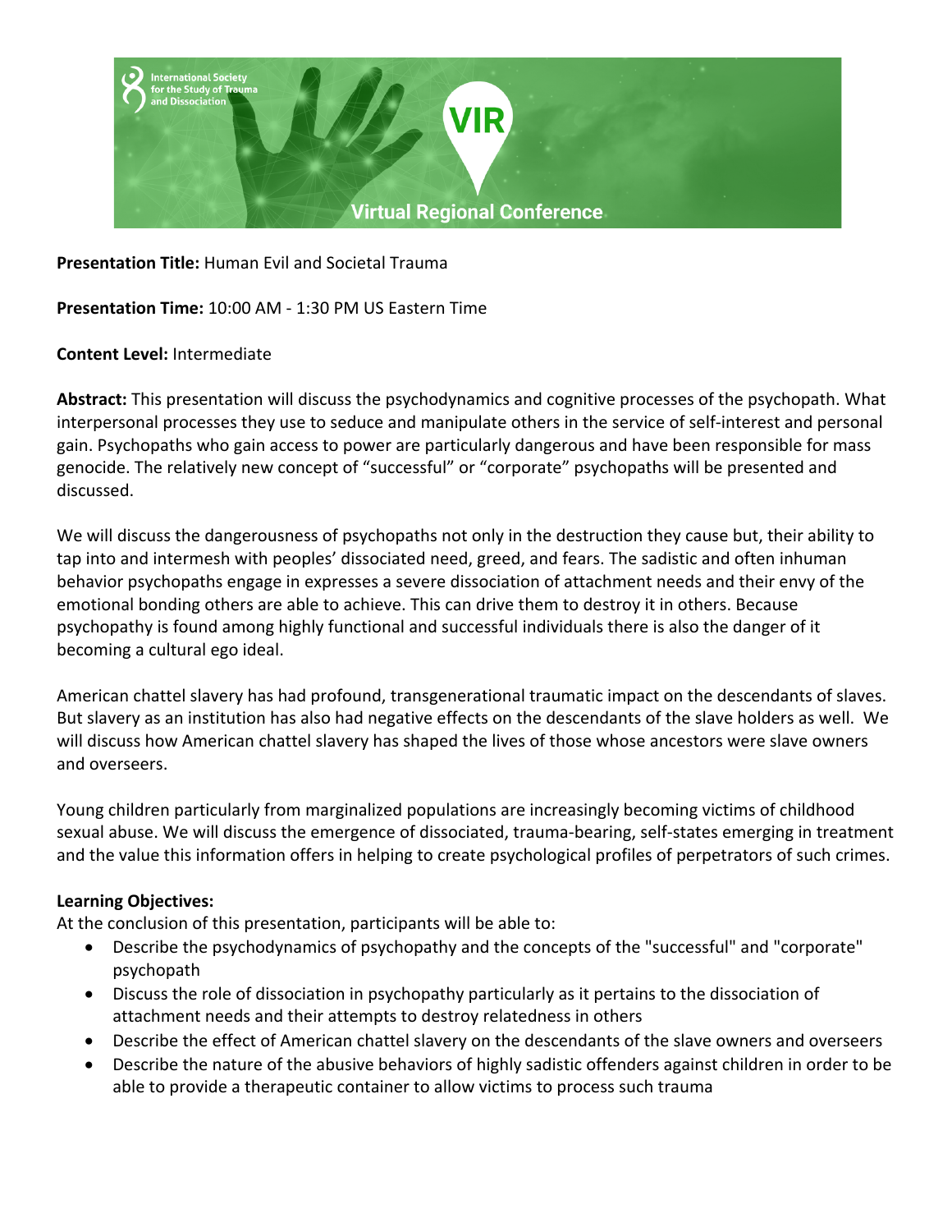**Presentation Title:** Human Evil and Societal Trauma

**Presentation Time:** 10:00 AM - 1:30 PM US Eastern Time

**Content Level:** Intermediate

**Abstract:** This presentation will discuss the psychodynamics and cognitive processes of the psychopath. What interpersonal processes they use to seduce and manipulate others in the service of self-interest and personal gain. Psychopaths who gain access to power are particularly dangerous and have been responsible for mass genocide. The relatively new concept of "successful" or "corporate" psychopaths will be presented and discussed.

We will discuss the dangerousness of psychopaths not only in the destruction they cause but, their ability to tap into and intermesh with peoples' dissociated need, greed, and fears. The sadistic and often inhuman behavior psychopaths engage in expresses a severe dissociation of attachment needs and their envy of the emotional bonding others are able to achieve. This can drive them to destroy it in others. Because psychopathy is found among highly functional and successful individuals there is also the danger of it becoming a cultural ego ideal.

American chattel slavery has had profound, transgenerational traumatic impact on the descendants of slaves. But slavery as an institution has also had negative effects on the descendants of the slave holders as well. We will discuss how American chattel slavery has shaped the lives of those whose ancestors were slave owners and overseers.

Young children particularly from marginalized populations are increasingly becoming victims of childhood sexual abuse. We will discuss the emergence of dissociated, trauma-bearing, self-states emerging in treatment and the value this information offers in helping to create psychological profiles of perpetrators of such crimes.

**Learning Objectives:**
At the conclusion of this presentation, participants will be able to:

- Describe the psychodynamics of psychopathy and the concepts of the "successful" and "corporate" psychopath
- Discuss the role of dissociation in psychopathy particularly as it pertains to the dissociation of attachment needs and their attempts to destroy relatedness in others
- Describe the effect of American chattel slavery on the descendants of the slave owners and overseers
- Describe the nature of the abusive behaviors of highly sadistic offenders against children in order to be able to provide a therapeutic container to allow victims to process such trauma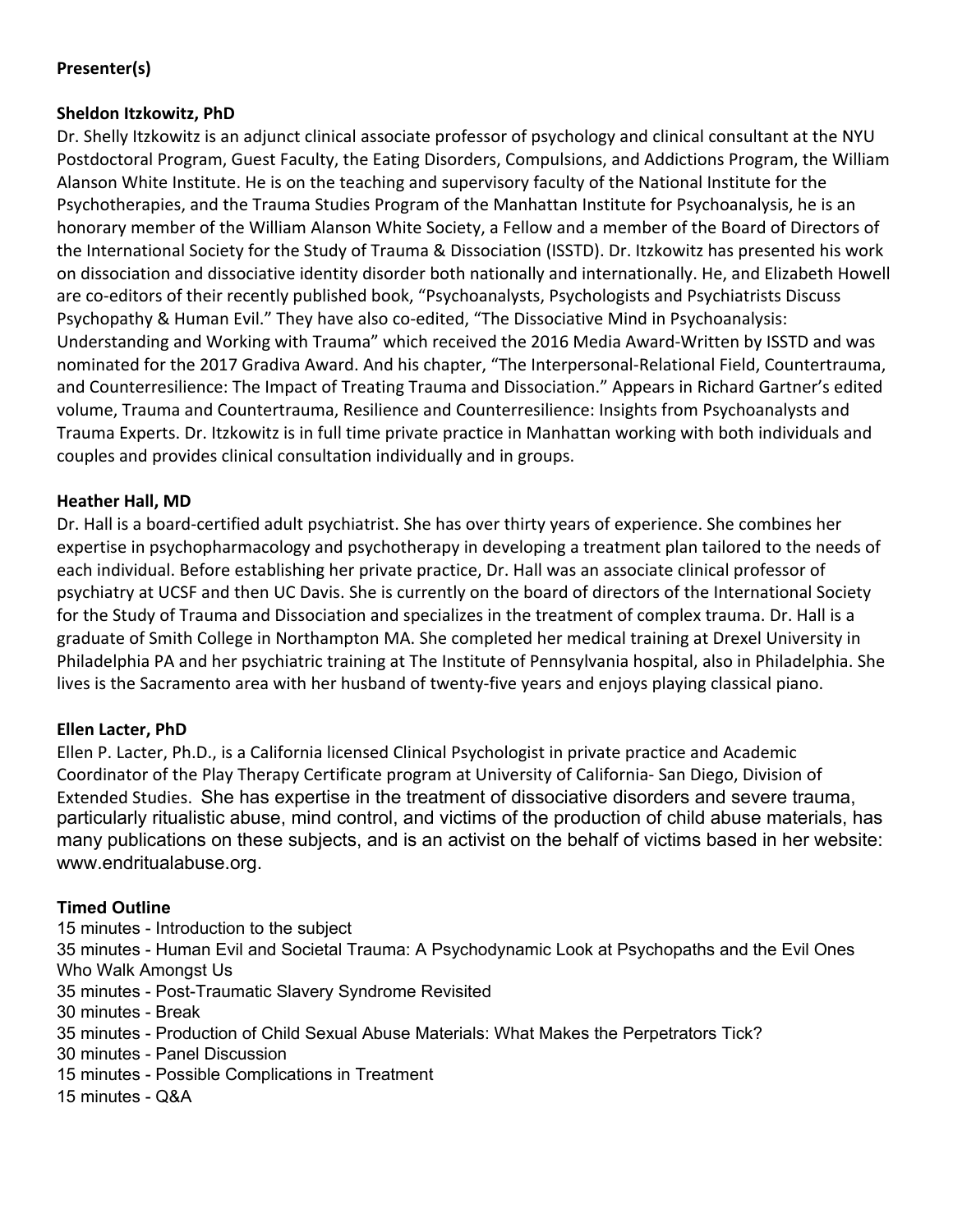**Presenter(s)**

**Sheldon Itzkowitz, PhD**

Dr. Shelly Itzkowitz is an adjunct clinical associate professor of psychology and clinical consultant at the NYU Postdoctoral Program, Guest Faculty, the Eating Disorders, Compulsions, and Addictions Program, the William Alanson White Institute. He is on the teaching and supervisory faculty of the National Institute for the Psychotherapies, and the Trauma Studies Program of the Manhattan Institute for Psychoanalysis, he is an honorary member of the William Alanson White Society, a Fellow and a member of the Board of Directors of the International Society for the Study of Trauma & Dissociation (ISSTD). Dr. Itzkowitz has presented his work on dissociation and dissociative identity disorder both nationally and internationally. He, and Elizabeth Howell are co-editors of their recently published book, "Psychoanalysts, Psychologists and Psychiatrists Discuss Psychopathy & Human Evil." They have also co-edited, "The Dissociative Mind in Psychoanalysis: Understanding and Working with Trauma" which received the 2016 Media Award-Written by ISSTD and was nominated for the 2017 Gradiva Award. And his chapter, "The Interpersonal-Relational Field, Countertrauma, and Counterresilience: The Impact of Treating Trauma and Dissociation." Appears in Richard Gartner's edited volume, Trauma and Countertrauma, Resilience and Counterresilience: Insights from Psychoanalysts and Trauma Experts. Dr. Itzkowitz is in full time private practice in Manhattan working with both individuals and couples and provides clinical consultation individually and in groups.

**Heather Hall, MD**

Dr. Hall is a board-certified adult psychiatrist. She has over thirty years of experience. She combines her expertise in psychopharmacology and psychotherapy in developing a treatment plan tailored to the needs of each individual. Before establishing her private practice, Dr. Hall was an associate clinical professor of psychiatry at UCSF and then UC Davis. She is currently on the board of directors of the International Society for the Study of Trauma and Dissociation and specializes in the treatment of complex trauma. Dr. Hall is a graduate of Smith College in Northampton MA. She completed her medical training at Drexel University in Philadelphia PA and her psychiatric training at The Institute of Pennsylvania hospital, also in Philadelphia. She lives is the Sacramento area with her husband of twenty-five years and enjoys playing classical piano.

**Ellen Lacter, PhD**

Ellen P. Lacter, Ph.D., is a California licensed Clinical Psychologist in private practice and Academic Coordinator of the Play Therapy Certificate program at University of California- San Diego, Division of Extended Studies. She has expertise in the treatment of dissociative disorders and severe trauma, particularly ritualistic abuse, mind control, and victims of the production of child abuse materials, has many publications on these subjects, and is an activist on the behalf of victims based in her website: www.endritualabuse.org.

**Timed Outline**

15 minutes - Introduction to the subject
35 minutes - Human Evil and Societal Trauma: A Psychodynamic Look at Psychopaths and the Evil Ones Who Walk Amongst Us
35 minutes - Post-Traumatic Slavery Syndrome Revisited
30 minutes - Break
35 minutes - Production of Child Sexual Abuse Materials: What Makes the Perpetrators Tick?
30 minutes - Panel Discussion
15 minutes - Possible Complications in Treatment
15 minutes - Q&A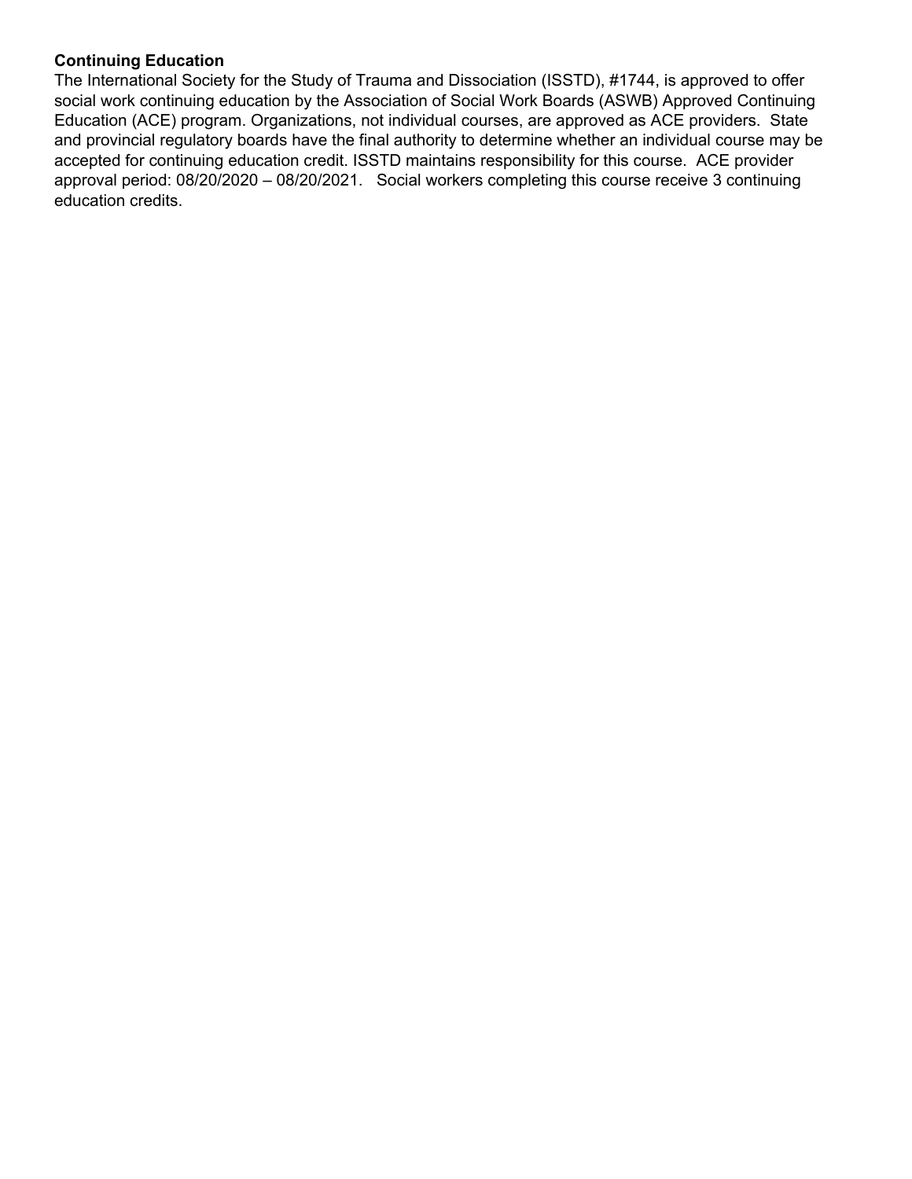**Continuing Education**

The International Society for the Study of Trauma and Dissociation (ISSTD), #1744, is approved to offer social work continuing education by the Association of Social Work Boards (ASWB) Approved Continuing Education (ACE) program. Organizations, not individual courses, are approved as ACE providers. State and provincial regulatory boards have the final authority to determine whether an individual course may be accepted for continuing education credit. ISSTD maintains responsibility for this course. ACE provider approval period: 08/20/2020 – 08/20/2021. Social workers completing this course receive 3 continuing education credits.